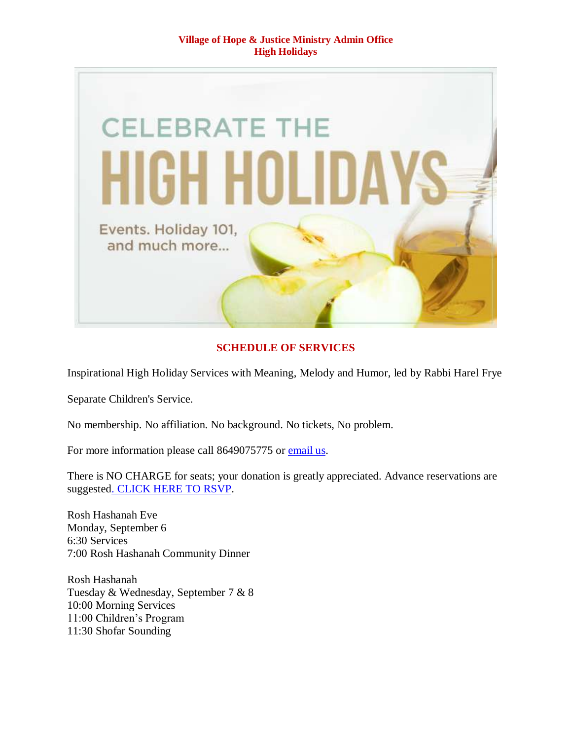**Village of Hope & Justice Ministry Admin Office**
**High Holidays**

CELEBRATE THE

HIGH HOLIDAYS

Events. Holiday 101, and much more...

## SCHEDULE OF SERVICES

Inspirational High Holiday Services with Meaning, Melody and Humor, led by Rabbi Harel Frye

Separate Children's Service.

No membership. No affiliation. No background. No tickets, No problem.

For more information please call 8649075775 or email us.

There is NO CHARGE for seats; your donation is greatly appreciated. Advance reservations are suggested. CLICK HERE TO RSVP.

Rosh Hashanah Eve
Monday, September 6
6:30 Services
7:00 Rosh Hashanah Community Dinner

Rosh Hashanah
Tuesday & Wednesday, September 7 & 8
10:00 Morning Services
11:00 Children's Program
11:30 Shofar Sounding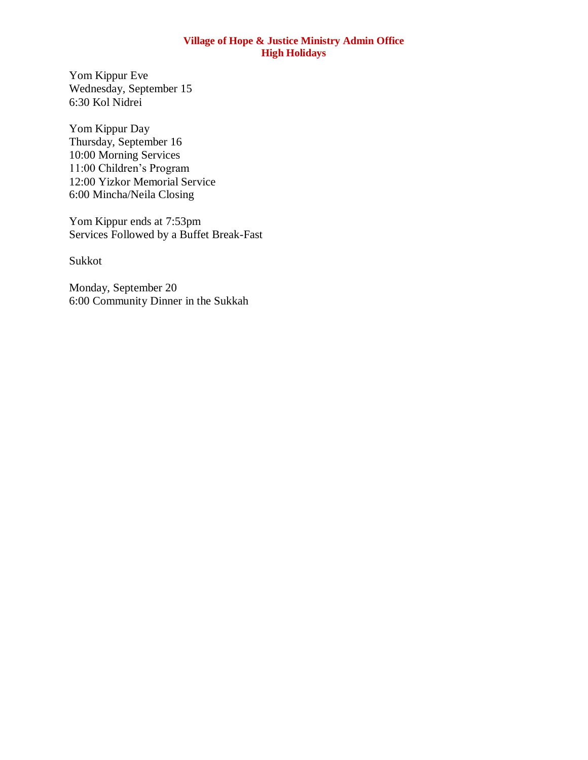**Village of Hope & Justice Ministry Admin Office**
**High Holidays**

Yom Kippur Eve
Wednesday, September 15
6:30 Kol Nidrei

Yom Kippur Day
Thursday, September 16
10:00 Morning Services
11:00 Children's Program
12:00 Yizkor Memorial Service
6:00 Mincha/Neila Closing

Yom Kippur ends at 7:53pm
Services Followed by a Buffet Break-Fast

Sukkot

Monday, September 20
6:00 Community Dinner in the Sukkah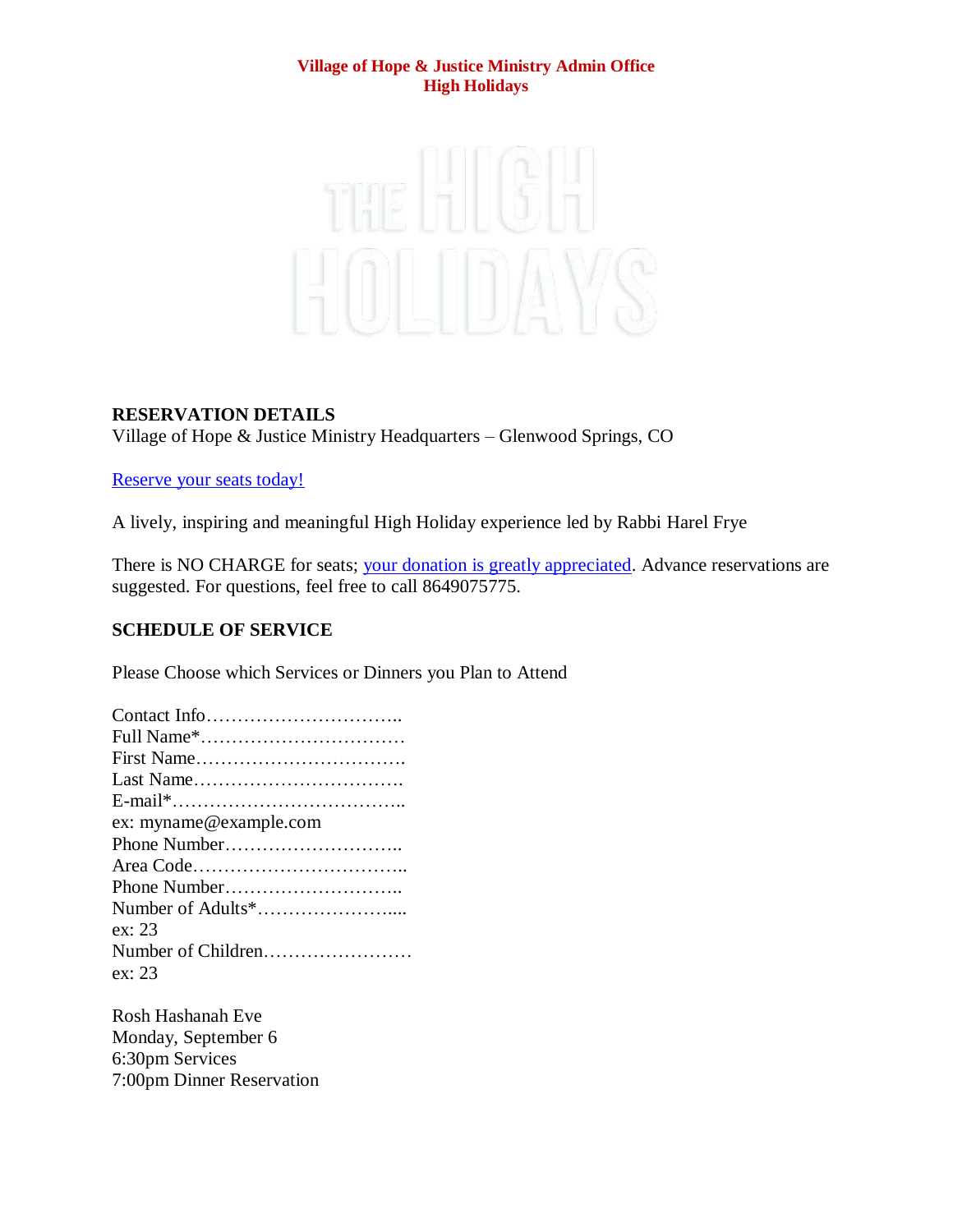**Village of Hope & Justice Ministry Admin Office**
**High Holidays**

THE HIGH HOLIDAYS

**RESERVATION DETAILS**
Village of Hope & Justice Ministry Headquarters – Glenwood Springs, CO

Reserve your seats today!

A lively, inspiring and meaningful High Holiday experience led by Rabbi Harel Frye

There is NO CHARGE for seats; your donation is greatly appreciated. Advance reservations are suggested. For questions, feel free to call 8649075775.

**SCHEDULE OF SERVICE**

Please Choose which Services or Dinners you Plan to Attend

Contact Info…………………………..
Full Name*……………………………
First Name…………………………….
Last Name…………………………….
E-mail*………………………………..
ex: myname@example.com
Phone Number………………………..
Area Code……………………………..
Phone Number………………………..
Number of Adults*…………………....
ex: 23
Number of Children……………………
ex: 23

Rosh Hashanah Eve
Monday, September 6
6:30pm Services
7:00pm Dinner Reservation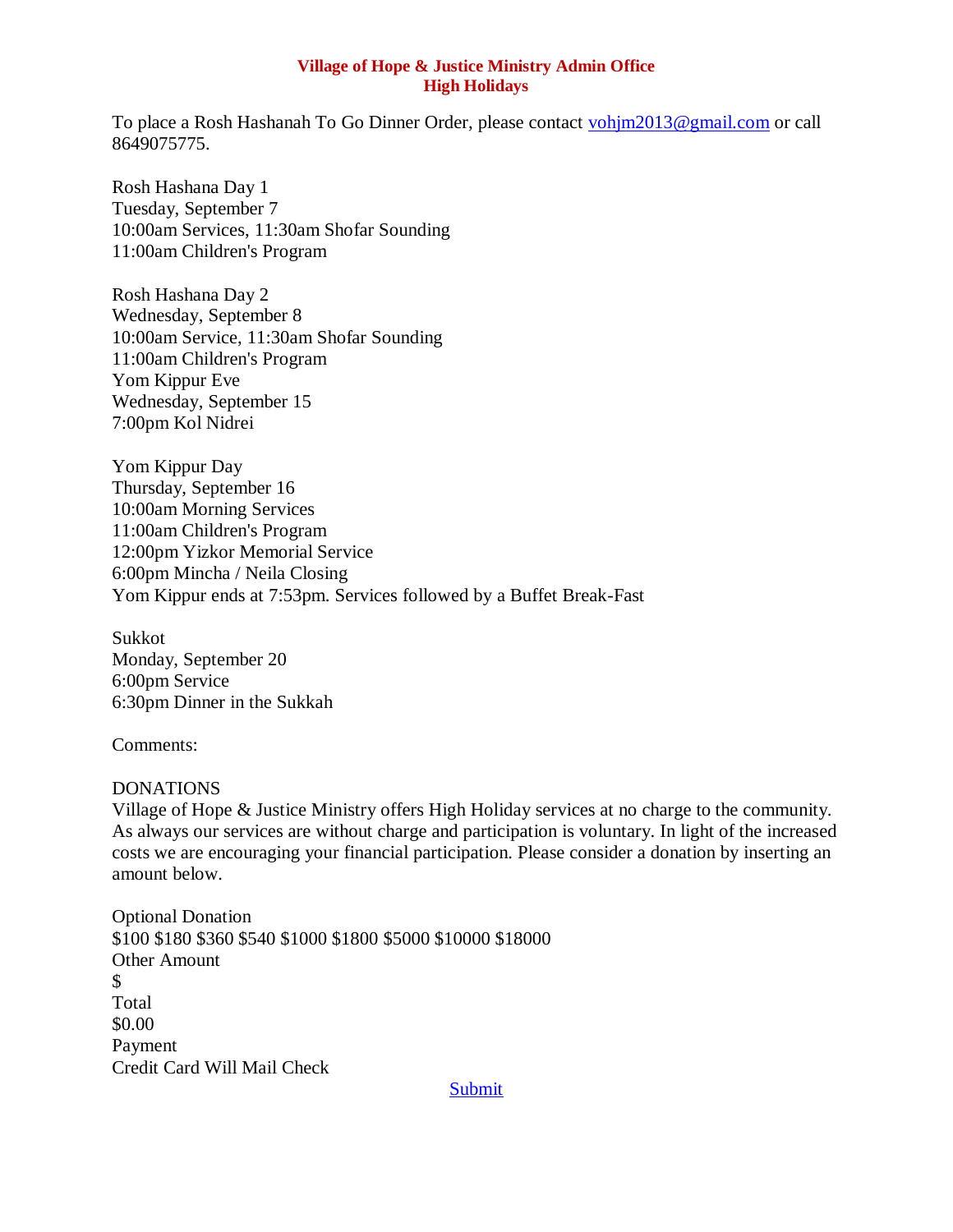**Village of Hope & Justice Ministry Admin Office**
**High Holidays**

To place a Rosh Hashanah To Go Dinner Order, please contact vohjm2013@gmail.com or call 8649075775.

Rosh Hashana Day 1
Tuesday, September 7
10:00am Services, 11:30am Shofar Sounding
11:00am Children's Program

Rosh Hashana Day 2
Wednesday, September 8
10:00am Service, 11:30am Shofar Sounding
11:00am Children's Program
Yom Kippur Eve
Wednesday, September 15
7:00pm Kol Nidrei

Yom Kippur Day
Thursday, September 16
10:00am Morning Services
11:00am Children's Program
12:00pm Yizkor Memorial Service
6:00pm Mincha / Neila Closing
Yom Kippur ends at 7:53pm. Services followed by a Buffet Break-Fast

Sukkot
Monday, September 20
6:00pm Service
6:30pm Dinner in the Sukkah

Comments:

DONATIONS
Village of Hope & Justice Ministry offers High Holiday services at no charge to the community. As always our services are without charge and participation is voluntary. In light of the increased costs we are encouraging your financial participation. Please consider a donation by inserting an amount below.

Optional Donation
$100 $180 $360 $540 $1000 $1800 $5000 $10000 $18000
Other Amount
$
Total
$0.00
Payment
Credit Card Will Mail Check

Submit